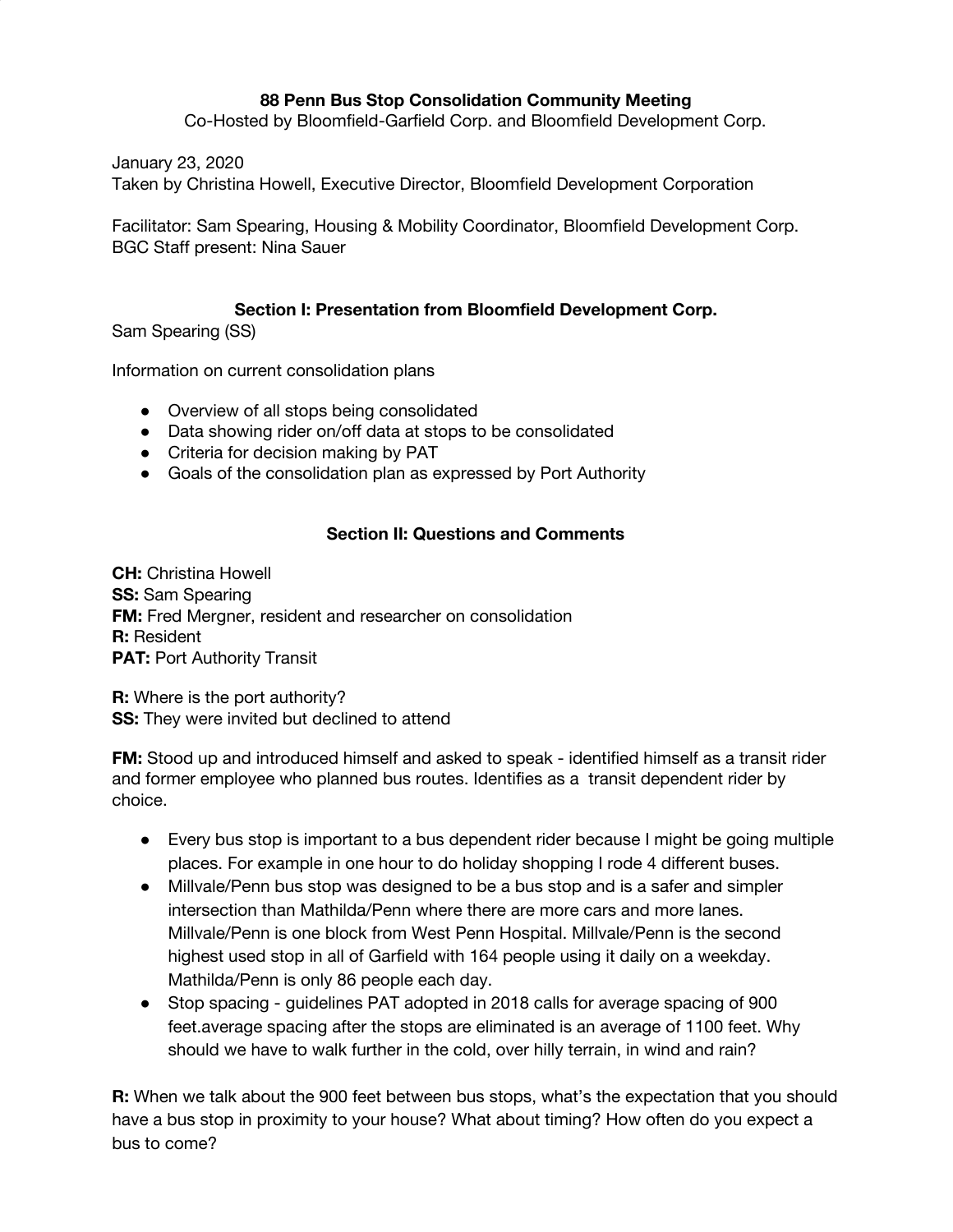# 88 Penn Bus Stop Consolidation Community Meeting

Co-Hosted by Bloomfield-Garfield Corp. and Bloomfield Development Corp.

January 23, 2020
Taken by Christina Howell, Executive Director, Bloomfield Development Corporation

Facilitator: Sam Spearing, Housing & Mobility Coordinator, Bloomfield Development Corp.
BGC Staff present: Nina Sauer

## Section I: Presentation from Bloomfield Development Corp.

Sam Spearing (SS)

Information on current consolidation plans

- Overview of all stops being consolidated
- Data showing rider on/off data at stops to be consolidated
- Criteria for decision making by PAT
- Goals of the consolidation plan as expressed by Port Authority

## Section II: Questions and Comments

**CH:** Christina Howell
**SS:** Sam Spearing
**FM:** Fred Mergner, resident and researcher on consolidation
**R:** Resident
**PAT:** Port Authority Transit

**R:** Where is the port authority?
**SS:** They were invited but declined to attend

**FM:** Stood up and introduced himself and asked to speak - identified himself as a transit rider and former employee who planned bus routes. Identifies as a transit dependent rider by choice.

- Every bus stop is important to a bus dependent rider because I might be going multiple places. For example in one hour to do holiday shopping I rode 4 different buses.
- Millvale/Penn bus stop was designed to be a bus stop and is a safer and simpler intersection than Mathilda/Penn where there are more cars and more lanes. Millvale/Penn is one block from West Penn Hospital. Millvale/Penn is the second highest used stop in all of Garfield with 164 people using it daily on a weekday. Mathilda/Penn is only 86 people each day.
- Stop spacing - guidelines PAT adopted in 2018 calls for average spacing of 900 feet.average spacing after the stops are eliminated is an average of 1100 feet. Why should we have to walk further in the cold, over hilly terrain, in wind and rain?

**R:** When we talk about the 900 feet between bus stops, what's the expectation that you should have a bus stop in proximity to your house? What about timing? How often do you expect a bus to come?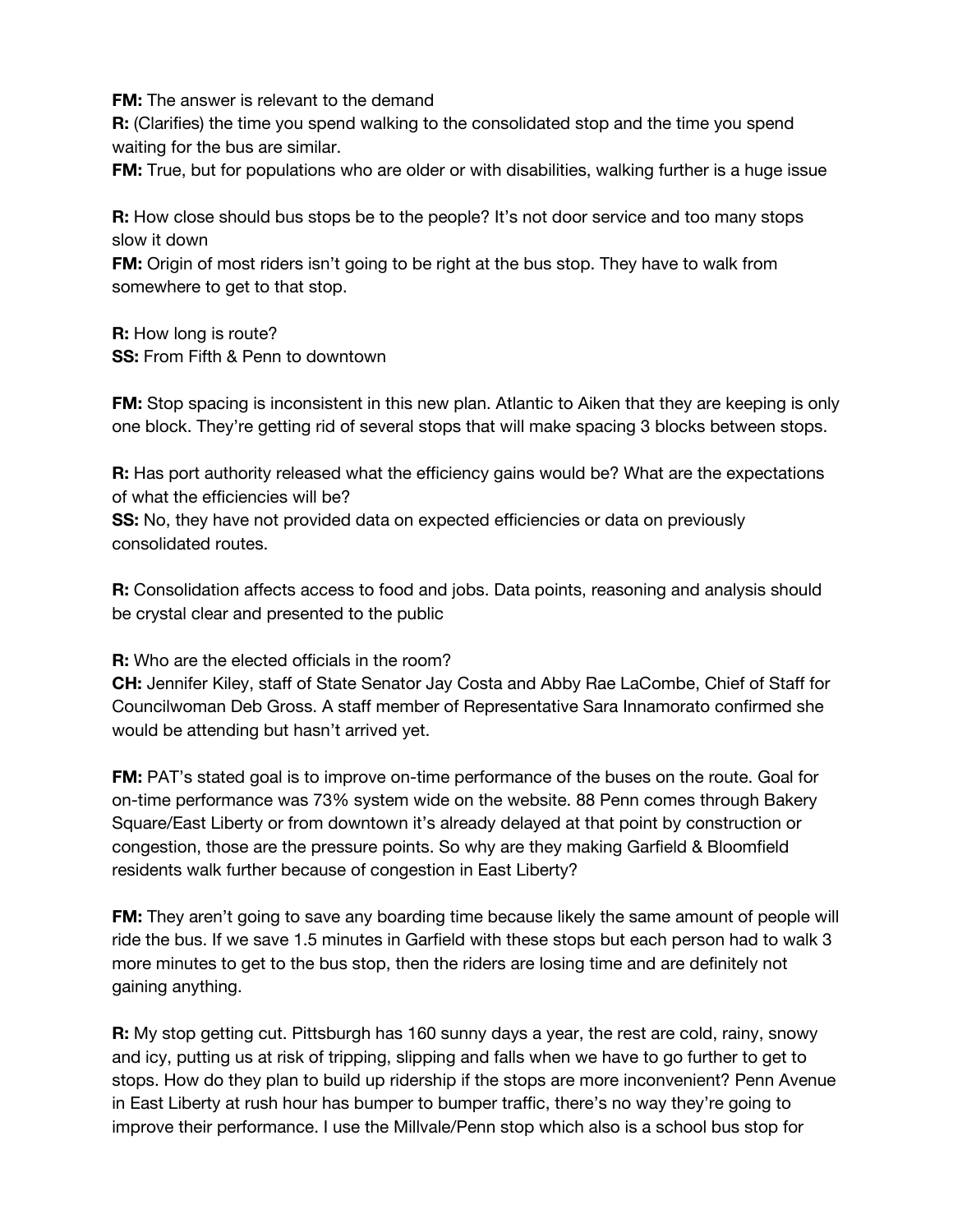**FM:** The answer is relevant to the demand
**R:** (Clarifies) the time you spend walking to the consolidated stop and the time you spend waiting for the bus are similar.
**FM:** True, but for populations who are older or with disabilities, walking further is a huge issue

**R:** How close should bus stops be to the people? It's not door service and too many stops slow it down
**FM:** Origin of most riders isn't going to be right at the bus stop. They have to walk from somewhere to get to that stop.

**R:** How long is route?
**SS:** From Fifth & Penn to downtown

**FM:** Stop spacing is inconsistent in this new plan. Atlantic to Aiken that they are keeping is only one block. They're getting rid of several stops that will make spacing 3 blocks between stops.

**R:** Has port authority released what the efficiency gains would be? What are the expectations of what the efficiencies will be?
**SS:** No, they have not provided data on expected efficiencies or data on previously consolidated routes.

**R:** Consolidation affects access to food and jobs. Data points, reasoning and analysis should be crystal clear and presented to the public

**R:** Who are the elected officials in the room?
**CH:** Jennifer Kiley, staff of State Senator Jay Costa and Abby Rae LaCombe, Chief of Staff for Councilwoman Deb Gross. A staff member of Representative Sara Innamorato confirmed she would be attending but hasn't arrived yet.

**FM:** PAT's stated goal is to improve on-time performance of the buses on the route. Goal for on-time performance was 73% system wide on the website. 88 Penn comes through Bakery Square/East Liberty or from downtown it's already delayed at that point by construction or congestion, those are the pressure points. So why are they making Garfield & Bloomfield residents walk further because of congestion in East Liberty?

**FM:** They aren't going to save any boarding time because likely the same amount of people will ride the bus. If we save 1.5 minutes in Garfield with these stops but each person had to walk 3 more minutes to get to the bus stop, then the riders are losing time and are definitely not gaining anything.

**R:** My stop getting cut. Pittsburgh has 160 sunny days a year, the rest are cold, rainy, snowy and icy, putting us at risk of tripping, slipping and falls when we have to go further to get to stops. How do they plan to build up ridership if the stops are more inconvenient? Penn Avenue in East Liberty at rush hour has bumper to bumper traffic, there's no way they're going to improve their performance. I use the Millvale/Penn stop which also is a school bus stop for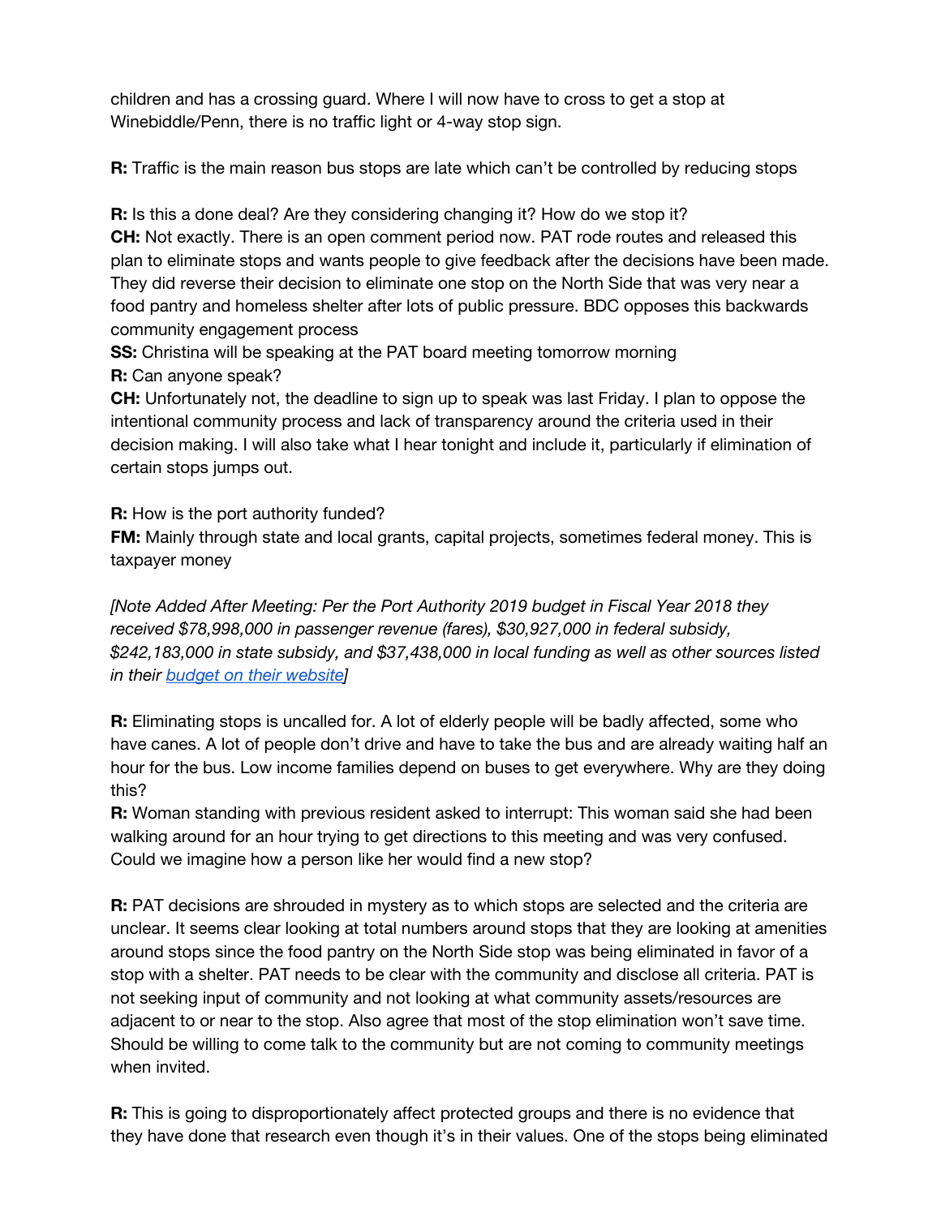children and has a crossing guard. Where I will now have to cross to get a stop at Winebiddle/Penn, there is no traffic light or 4-way stop sign.

**R:** Traffic is the main reason bus stops are late which can't be controlled by reducing stops

**R:** Is this a done deal? Are they considering changing it? How do we stop it?
**CH:** Not exactly. There is an open comment period now. PAT rode routes and released this plan to eliminate stops and wants people to give feedback after the decisions have been made. They did reverse their decision to eliminate one stop on the North Side that was very near a food pantry and homeless shelter after lots of public pressure. BDC opposes this backwards community engagement process
**SS:** Christina will be speaking at the PAT board meeting tomorrow morning
**R:** Can anyone speak?
**CH:** Unfortunately not, the deadline to sign up to speak was last Friday. I plan to oppose the intentional community process and lack of transparency around the criteria used in their decision making. I will also take what I hear tonight and include it, particularly if elimination of certain stops jumps out.

**R:** How is the port authority funded?
**FM:** Mainly through state and local grants, capital projects, sometimes federal money. This is taxpayer money

*[Note Added After Meeting: Per the Port Authority 2019 budget in Fiscal Year 2018 they received $78,998,000 in passenger revenue (fares), $30,927,000 in federal subsidy, $242,183,000 in state subsidy, and $37,438,000 in local funding as well as other sources listed in their [budget on their website]]*

**R:** Eliminating stops is uncalled for. A lot of elderly people will be badly affected, some who have canes. A lot of people don't drive and have to take the bus and are already waiting half an hour for the bus. Low income families depend on buses to get everywhere. Why are they doing this?
**R:** Woman standing with previous resident asked to interrupt: This woman said she had been walking around for an hour trying to get directions to this meeting and was very confused. Could we imagine how a person like her would find a new stop?

**R:** PAT decisions are shrouded in mystery as to which stops are selected and the criteria are unclear. It seems clear looking at total numbers around stops that they are looking at amenities around stops since the food pantry on the North Side stop was being eliminated in favor of a stop with a shelter. PAT needs to be clear with the community and disclose all criteria. PAT is not seeking input of community and not looking at what community assets/resources are adjacent to or near to the stop. Also agree that most of the stop elimination won't save time. Should be willing to come talk to the community but are not coming to community meetings when invited.

**R:** This is going to disproportionately affect protected groups and there is no evidence that they have done that research even though it's in their values. One of the stops being eliminated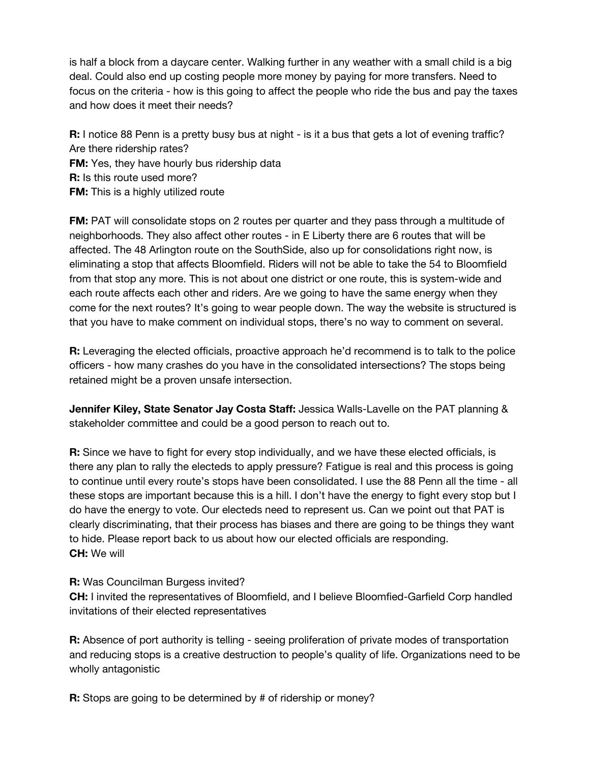is half a block from a daycare center. Walking further in any weather with a small child is a big deal. Could also end up costing people more money by paying for more transfers. Need to focus on the criteria - how is this going to affect the people who ride the bus and pay the taxes and how does it meet their needs?

**R:** I notice 88 Penn is a pretty busy bus at night - is it a bus that gets a lot of evening traffic? Are there ridership rates?
**FM:** Yes, they have hourly bus ridership data
**R:** Is this route used more?
**FM:** This is a highly utilized route

**FM:** PAT will consolidate stops on 2 routes per quarter and they pass through a multitude of neighborhoods. They also affect other routes - in E Liberty there are 6 routes that will be affected. The 48 Arlington route on the SouthSide, also up for consolidations right now, is eliminating a stop that affects Bloomfield. Riders will not be able to take the 54 to Bloomfield from that stop any more. This is not about one district or one route, this is system-wide and each route affects each other and riders. Are we going to have the same energy when they come for the next routes? It's going to wear people down. The way the website is structured is that you have to make comment on individual stops, there's no way to comment on several.

**R:** Leveraging the elected officials, proactive approach he'd recommend is to talk to the police officers - how many crashes do you have in the consolidated intersections? The stops being retained might be a proven unsafe intersection.

**Jennifer Kiley, State Senator Jay Costa Staff:** Jessica Walls-Lavelle on the PAT planning & stakeholder committee and could be a good person to reach out to.

**R:** Since we have to fight for every stop individually, and we have these elected officials, is there any plan to rally the electeds to apply pressure? Fatigue is real and this process is going to continue until every route's stops have been consolidated. I use the 88 Penn all the time - all these stops are important because this is a hill. I don't have the energy to fight every stop but I do have the energy to vote. Our electeds need to represent us. Can we point out that PAT is clearly discriminating, that their process has biases and there are going to be things they want to hide. Please report back to us about how our elected officials are responding.
**CH:** We will

**R:** Was Councilman Burgess invited?
**CH:** I invited the representatives of Bloomfield, and I believe Bloomfied-Garfield Corp handled invitations of their elected representatives

**R:** Absence of port authority is telling - seeing proliferation of private modes of transportation and reducing stops is a creative destruction to people's quality of life. Organizations need to be wholly antagonistic

**R:** Stops are going to be determined by # of ridership or money?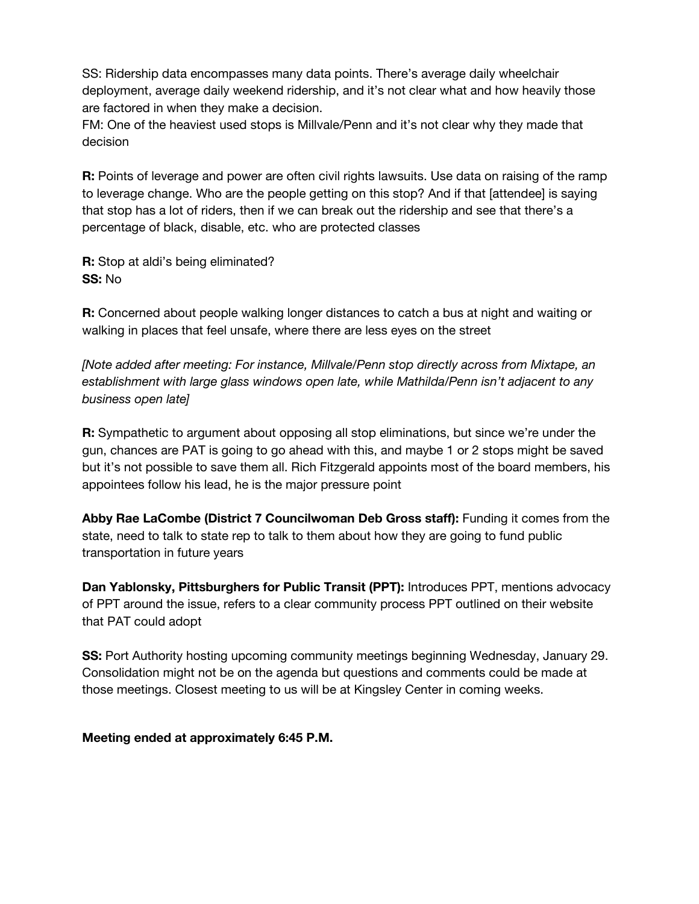SS: Ridership data encompasses many data points. There's average daily wheelchair deployment, average daily weekend ridership, and it's not clear what and how heavily those are factored in when they make a decision.
FM: One of the heaviest used stops is Millvale/Penn and it's not clear why they made that decision

**R:** Points of leverage and power are often civil rights lawsuits. Use data on raising of the ramp to leverage change. Who are the people getting on this stop? And if that [attendee] is saying that stop has a lot of riders, then if we can break out the ridership and see that there's a percentage of black, disable, etc. who are protected classes

**R:** Stop at aldi's being eliminated?
**SS:** No

**R:** Concerned about people walking longer distances to catch a bus at night and waiting or walking in places that feel unsafe, where there are less eyes on the street

*[Note added after meeting: For instance, Millvale/Penn stop directly across from Mixtape, an establishment with large glass windows open late, while Mathilda/Penn isn't adjacent to any business open late]*

**R:** Sympathetic to argument about opposing all stop eliminations, but since we're under the gun, chances are PAT is going to go ahead with this, and maybe 1 or 2 stops might be saved but it's not possible to save them all. Rich Fitzgerald appoints most of the board members, his appointees follow his lead, he is the major pressure point

**Abby Rae LaCombe (District 7 Councilwoman Deb Gross staff):** Funding it comes from the state, need to talk to state rep to talk to them about how they are going to fund public transportation in future years

**Dan Yablonsky, Pittsburghers for Public Transit (PPT):** Introduces PPT, mentions advocacy of PPT around the issue, refers to a clear community process PPT outlined on their website that PAT could adopt

**SS:** Port Authority hosting upcoming community meetings beginning Wednesday, January 29. Consolidation might not be on the agenda but questions and comments could be made at those meetings. Closest meeting to us will be at Kingsley Center in coming weeks.

**Meeting ended at approximately 6:45 P.M.**